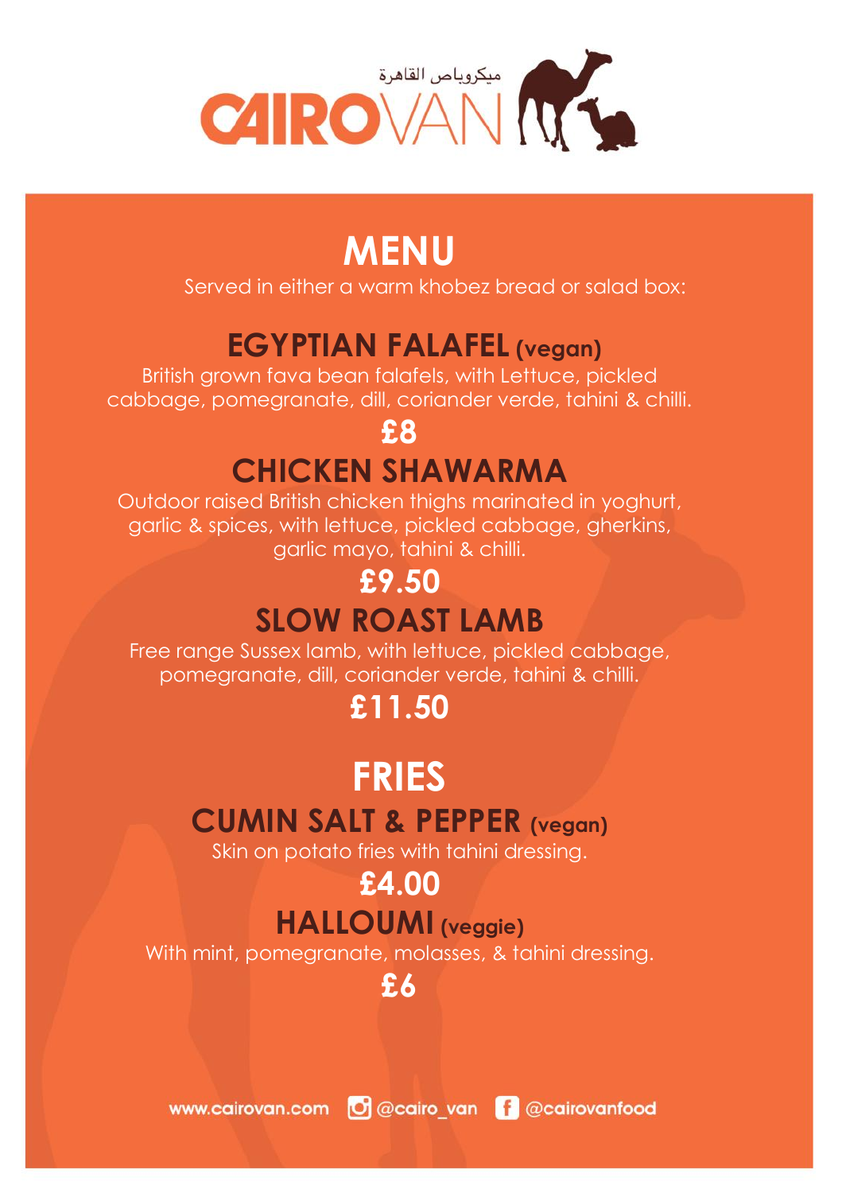ميكروباص القاهرة

CAIROVAN

# MENU

Served in either a warm khobez bread or salad box:

## EGYPTIAN FALAFEL (vegan)

British grown fava bean falafels, with Lettuce, pickled cabbage, pomegranate, dill, coriander verde, tahini & chilli.

**£8**

## CHICKEN SHAWARMA

Outdoor raised British chicken thighs marinated in yoghurt, garlic & spices, with lettuce, pickled cabbage, gherkins, garlic mayo, tahini & chilli.

**£9.50**

## SLOW ROAST LAMB

Free range Sussex lamb, with lettuce, pickled cabbage, pomegranate, dill, coriander verde, tahini & chilli.

**£11.50**

# FRIES

## CUMIN SALT & PEPPER (vegan)

Skin on potato fries with tahini dressing.

**£4.00**

## HALLOUMI (veggie)

With mint, pomegranate, molasses, & tahini dressing.

**£6**

www.cairovan.com @cairo_van @cairovanfood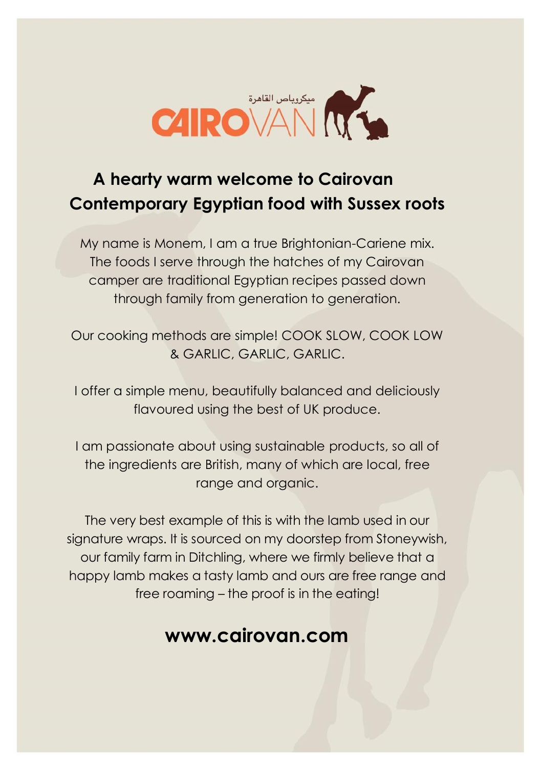ميكروباص القاهرة

CAIROVAN

## A hearty warm welcome to Cairovan
## Contemporary Egyptian food with Sussex roots

My name is Monem, I am a true Brightonian-Cariene mix. The foods I serve through the hatches of my Cairovan camper are traditional Egyptian recipes passed down through family from generation to generation.

Our cooking methods are simple! COOK SLOW, COOK LOW & GARLIC, GARLIC, GARLIC.

I offer a simple menu, beautifully balanced and deliciously flavoured using the best of UK produce.

I am passionate about using sustainable products, so all of the ingredients are British, many of which are local, free range and organic.

The very best example of this is with the lamb used in our signature wraps. It is sourced on my doorstep from Stoneywish, our family farm in Ditchling, where we firmly believe that a happy lamb makes a tasty lamb and ours are free range and free roaming – the proof is in the eating!

**www.cairovan.com**